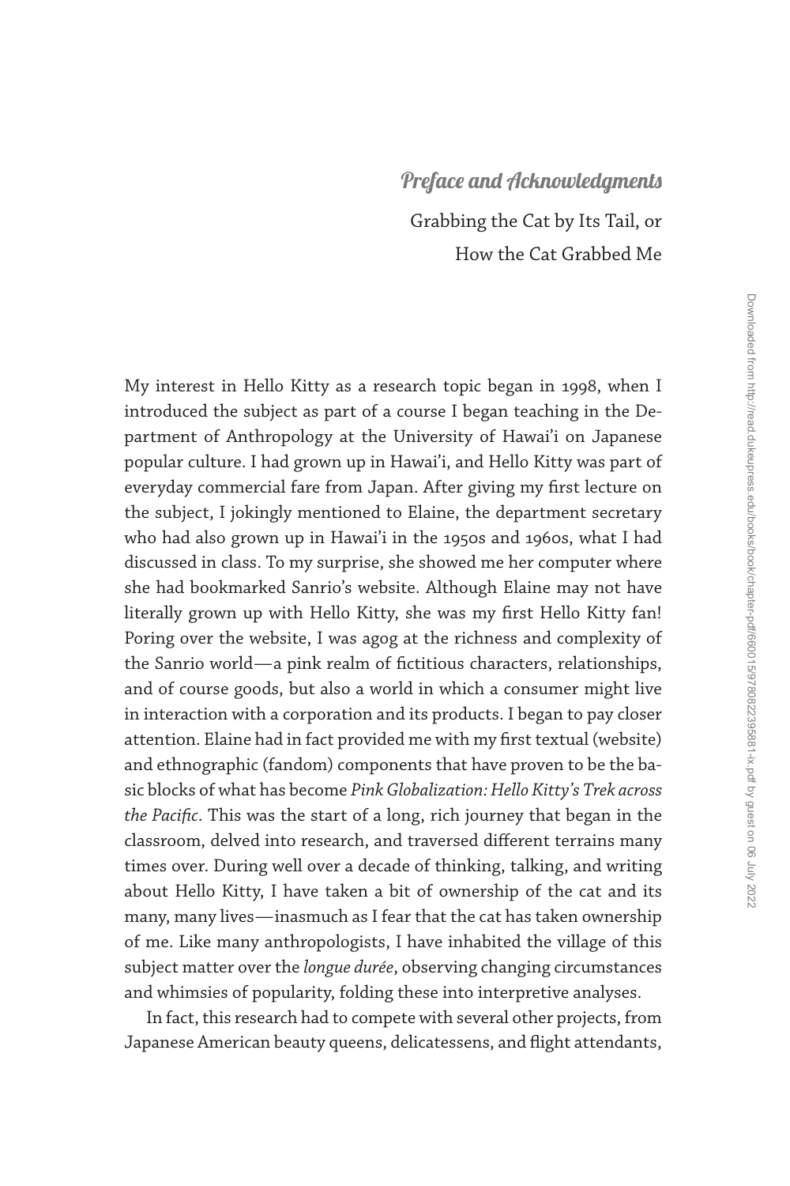# Preface and Acknowledgments

## Grabbing the Cat by Its Tail, or How the Cat Grabbed Me

My interest in Hello Kitty as a research topic began in 1998, when I introduced the subject as part of a course I began teaching in the Department of Anthropology at the University of Hawai'i on Japanese popular culture. I had grown up in Hawai'i, and Hello Kitty was part of everyday commercial fare from Japan. After giving my first lecture on the subject, I jokingly mentioned to Elaine, the department secretary who had also grown up in Hawai'i in the 1950s and 1960s, what I had discussed in class. To my surprise, she showed me her computer where she had bookmarked Sanrio's website. Although Elaine may not have literally grown up with Hello Kitty, she was my first Hello Kitty fan! Poring over the website, I was agog at the richness and complexity of the Sanrio world—a pink realm of fictitious characters, relationships, and of course goods, but also a world in which a consumer might live in interaction with a corporation and its products. I began to pay closer attention. Elaine had in fact provided me with my first textual (website) and ethnographic (fandom) components that have proven to be the basic blocks of what has become *Pink Globalization: Hello Kitty's Trek across the Pacific*. This was the start of a long, rich journey that began in the classroom, delved into research, and traversed different terrains many times over. During well over a decade of thinking, talking, and writing about Hello Kitty, I have taken a bit of ownership of the cat and its many, many lives—inasmuch as I fear that the cat has taken ownership of me. Like many anthropologists, I have inhabited the village of this subject matter over the *longue durée*, observing changing circumstances and whimsies of popularity, folding these into interpretive analyses.

In fact, this research had to compete with several other projects, from Japanese American beauty queens, delicatessens, and flight attendants,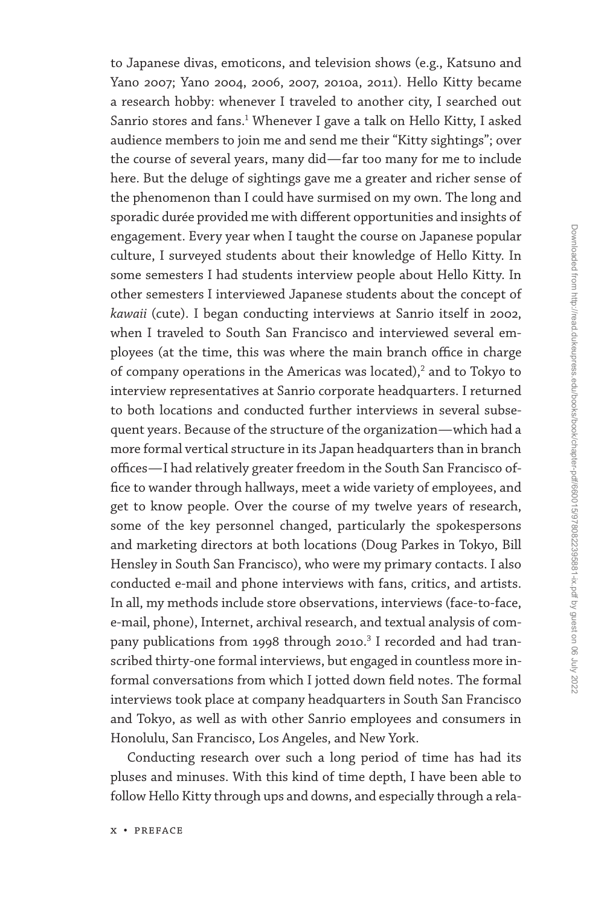to Japanese divas, emoticons, and television shows (e.g., Katsuno and Yano 2007; Yano 2004, 2006, 2007, 2010a, 2011). Hello Kitty became a research hobby: whenever I traveled to another city, I searched out Sanrio stores and fans.[1] Whenever I gave a talk on Hello Kitty, I asked audience members to join me and send me their "Kitty sightings"; over the course of several years, many did—far too many for me to include here. But the deluge of sightings gave me a greater and richer sense of the phenomenon than I could have surmised on my own. The long and sporadic durée provided me with different opportunities and insights of engagement. Every year when I taught the course on Japanese popular culture, I surveyed students about their knowledge of Hello Kitty. In some semesters I had students interview people about Hello Kitty. In other semesters I interviewed Japanese students about the concept of *kawaii* (cute). I began conducting interviews at Sanrio itself in 2002, when I traveled to South San Francisco and interviewed several employees (at the time, this was where the main branch office in charge of company operations in the Americas was located),[2] and to Tokyo to interview representatives at Sanrio corporate headquarters. I returned to both locations and conducted further interviews in several subsequent years. Because of the structure of the organization—which had a more formal vertical structure in its Japan headquarters than in branch offices—I had relatively greater freedom in the South San Francisco office to wander through hallways, meet a wide variety of employees, and get to know people. Over the course of my twelve years of research, some of the key personnel changed, particularly the spokespersons and marketing directors at both locations (Doug Parkes in Tokyo, Bill Hensley in South San Francisco), who were my primary contacts. I also conducted e-mail and phone interviews with fans, critics, and artists. In all, my methods include store observations, interviews (face-to-face, e-mail, phone), Internet, archival research, and textual analysis of company publications from 1998 through 2010.[3] I recorded and had transcribed thirty-one formal interviews, but engaged in countless more informal conversations from which I jotted down field notes. The formal interviews took place at company headquarters in South San Francisco and Tokyo, as well as with other Sanrio employees and consumers in Honolulu, San Francisco, Los Angeles, and New York.

Conducting research over such a long period of time has had its pluses and minuses. With this kind of time depth, I have been able to follow Hello Kitty through ups and downs, and especially through a rela-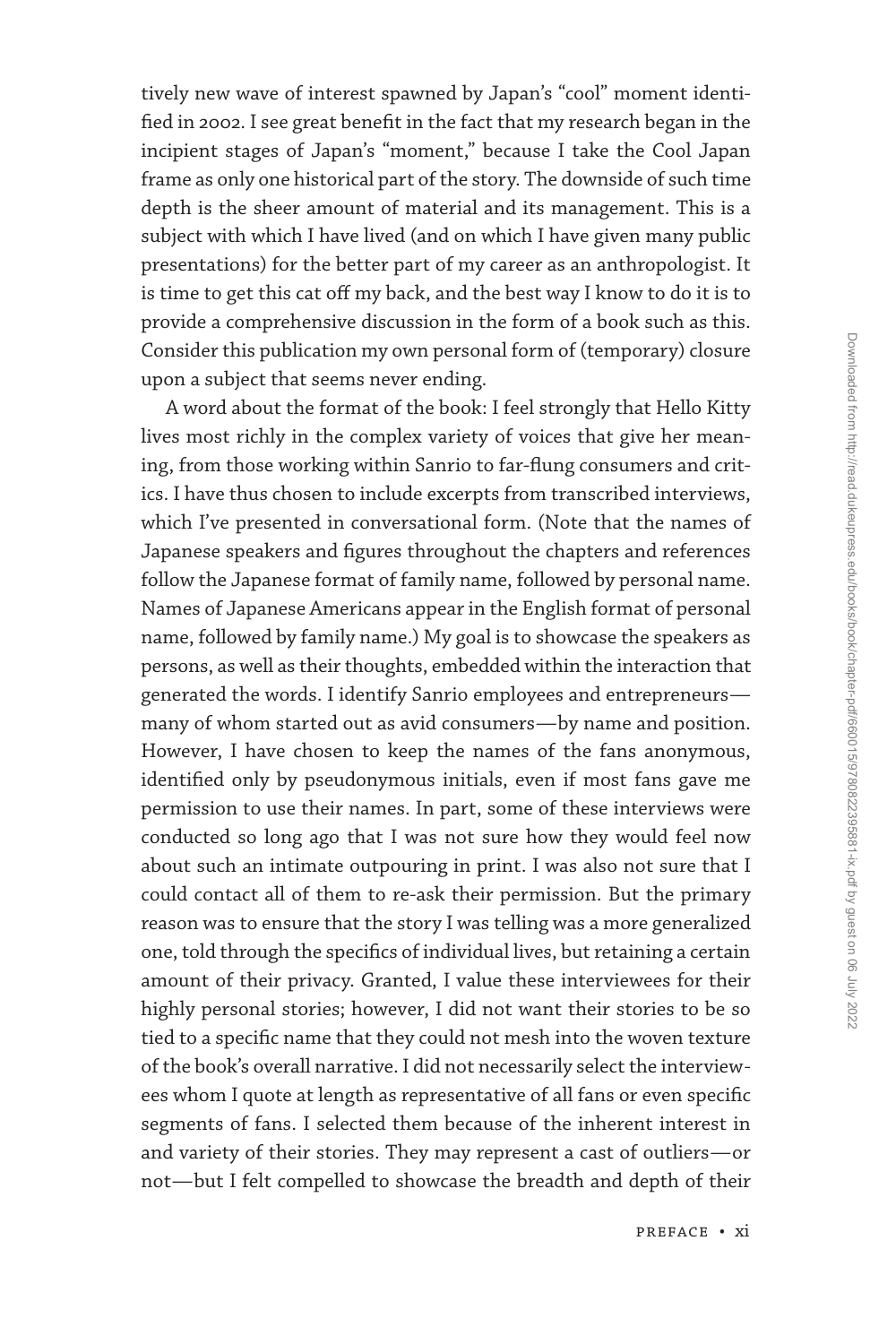tively new wave of interest spawned by Japan's "cool" moment identified in 2002. I see great benefit in the fact that my research began in the incipient stages of Japan's "moment," because I take the Cool Japan frame as only one historical part of the story. The downside of such time depth is the sheer amount of material and its management. This is a subject with which I have lived (and on which I have given many public presentations) for the better part of my career as an anthropologist. It is time to get this cat off my back, and the best way I know to do it is to provide a comprehensive discussion in the form of a book such as this. Consider this publication my own personal form of (temporary) closure upon a subject that seems never ending.

A word about the format of the book: I feel strongly that Hello Kitty lives most richly in the complex variety of voices that give her meaning, from those working within Sanrio to far-flung consumers and critics. I have thus chosen to include excerpts from transcribed interviews, which I've presented in conversational form. (Note that the names of Japanese speakers and figures throughout the chapters and references follow the Japanese format of family name, followed by personal name. Names of Japanese Americans appear in the English format of personal name, followed by family name.) My goal is to showcase the speakers as persons, as well as their thoughts, embedded within the interaction that generated the words. I identify Sanrio employees and entrepreneurs—many of whom started out as avid consumers—by name and position. However, I have chosen to keep the names of the fans anonymous, identified only by pseudonymous initials, even if most fans gave me permission to use their names. In part, some of these interviews were conducted so long ago that I was not sure how they would feel now about such an intimate outpouring in print. I was also not sure that I could contact all of them to re-ask their permission. But the primary reason was to ensure that the story I was telling was a more generalized one, told through the specifics of individual lives, but retaining a certain amount of their privacy. Granted, I value these interviewees for their highly personal stories; however, I did not want their stories to be so tied to a specific name that they could not mesh into the woven texture of the book's overall narrative. I did not necessarily select the interviewees whom I quote at length as representative of all fans or even specific segments of fans. I selected them because of the inherent interest in and variety of their stories. They may represent a cast of outliers—or not—but I felt compelled to showcase the breadth and depth of their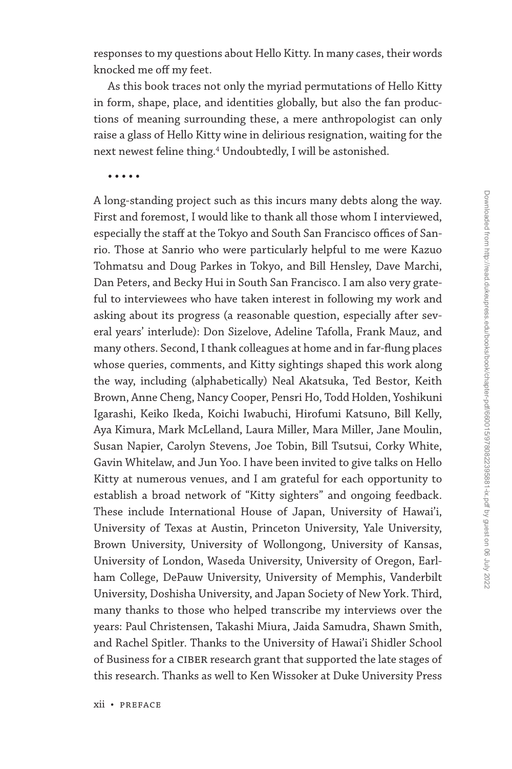responses to my questions about Hello Kitty. In many cases, their words knocked me off my feet.

As this book traces not only the myriad permutations of Hello Kitty in form, shape, place, and identities globally, but also the fan productions of meaning surrounding these, a mere anthropologist can only raise a glass of Hello Kitty wine in delirious resignation, waiting for the next newest feline thing.[4] Undoubtedly, I will be astonished.

• • • • •

A long-standing project such as this incurs many debts along the way. First and foremost, I would like to thank all those whom I interviewed, especially the staff at the Tokyo and South San Francisco offices of Sanrio. Those at Sanrio who were particularly helpful to me were Kazuo Tohmatsu and Doug Parkes in Tokyo, and Bill Hensley, Dave Marchi, Dan Peters, and Becky Hui in South San Francisco. I am also very grateful to interviewees who have taken interest in following my work and asking about its progress (a reasonable question, especially after several years' interlude): Don Sizelove, Adeline Tafolla, Frank Mauz, and many others. Second, I thank colleagues at home and in far-flung places whose queries, comments, and Kitty sightings shaped this work along the way, including (alphabetically) Neal Akatsuka, Ted Bestor, Keith Brown, Anne Cheng, Nancy Cooper, Pensri Ho, Todd Holden, Yoshikuni Igarashi, Keiko Ikeda, Koichi Iwabuchi, Hirofumi Katsuno, Bill Kelly, Aya Kimura, Mark McLelland, Laura Miller, Mara Miller, Jane Moulin, Susan Napier, Carolyn Stevens, Joe Tobin, Bill Tsutsui, Corky White, Gavin Whitelaw, and Jun Yoo. I have been invited to give talks on Hello Kitty at numerous venues, and I am grateful for each opportunity to establish a broad network of "Kitty sighters" and ongoing feedback. These include International House of Japan, University of Hawai'i, University of Texas at Austin, Princeton University, Yale University, Brown University, University of Wollongong, University of Kansas, University of London, Waseda University, University of Oregon, Earlham College, DePauw University, University of Memphis, Vanderbilt University, Doshisha University, and Japan Society of New York. Third, many thanks to those who helped transcribe my interviews over the years: Paul Christensen, Takashi Miura, Jaida Samudra, Shawn Smith, and Rachel Spitler. Thanks to the University of Hawai'i Shidler School of Business for a CIBER research grant that supported the late stages of this research. Thanks as well to Ken Wissoker at Duke University Press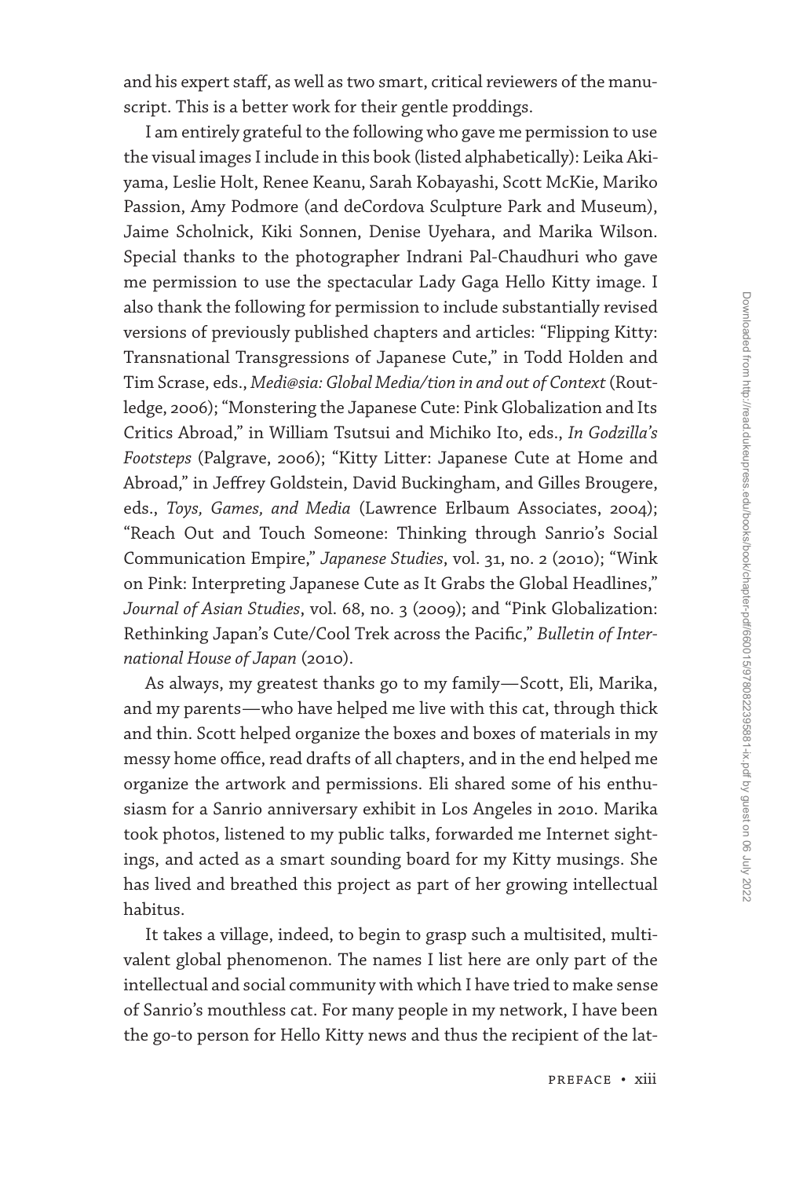and his expert staff, as well as two smart, critical reviewers of the manuscript. This is a better work for their gentle proddings.

I am entirely grateful to the following who gave me permission to use the visual images I include in this book (listed alphabetically): Leika Akiyama, Leslie Holt, Renee Keanu, Sarah Kobayashi, Scott McKie, Mariko Passion, Amy Podmore (and deCordova Sculpture Park and Museum), Jaime Scholnick, Kiki Sonnen, Denise Uyehara, and Marika Wilson. Special thanks to the photographer Indrani Pal-Chaudhuri who gave me permission to use the spectacular Lady Gaga Hello Kitty image. I also thank the following for permission to include substantially revised versions of previously published chapters and articles: "Flipping Kitty: Transnational Transgressions of Japanese Cute," in Todd Holden and Tim Scrase, eds., *Medi@sia: Global Media/tion in and out of Context* (Routledge, 2006); "Monstering the Japanese Cute: Pink Globalization and Its Critics Abroad," in William Tsutsui and Michiko Ito, eds., *In Godzilla's Footsteps* (Palgrave, 2006); "Kitty Litter: Japanese Cute at Home and Abroad," in Jeffrey Goldstein, David Buckingham, and Gilles Brougere, eds., *Toys, Games, and Media* (Lawrence Erlbaum Associates, 2004); "Reach Out and Touch Someone: Thinking through Sanrio's Social Communication Empire," *Japanese Studies*, vol. 31, no. 2 (2010); "Wink on Pink: Interpreting Japanese Cute as It Grabs the Global Headlines," *Journal of Asian Studies*, vol. 68, no. 3 (2009); and "Pink Globalization: Rethinking Japan's Cute/Cool Trek across the Pacific," *Bulletin of International House of Japan* (2010).

As always, my greatest thanks go to my family—Scott, Eli, Marika, and my parents—who have helped me live with this cat, through thick and thin. Scott helped organize the boxes and boxes of materials in my messy home office, read drafts of all chapters, and in the end helped me organize the artwork and permissions. Eli shared some of his enthusiasm for a Sanrio anniversary exhibit in Los Angeles in 2010. Marika took photos, listened to my public talks, forwarded me Internet sightings, and acted as a smart sounding board for my Kitty musings. She has lived and breathed this project as part of her growing intellectual habitus.

It takes a village, indeed, to begin to grasp such a multisited, multivalent global phenomenon. The names I list here are only part of the intellectual and social community with which I have tried to make sense of Sanrio's mouthless cat. For many people in my network, I have been the go-to person for Hello Kitty news and thus the recipient of the lat-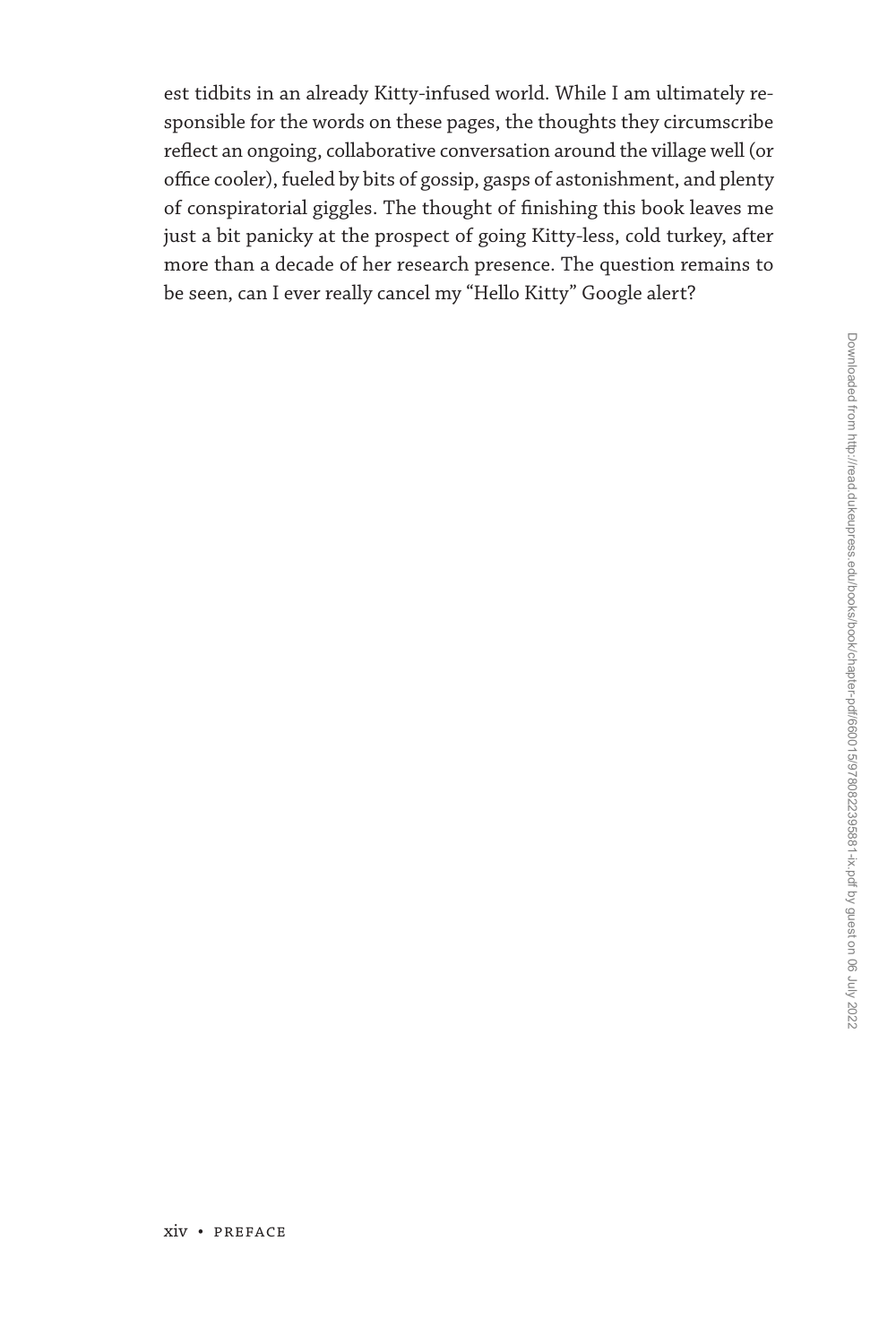est tidbits in an already Kitty-infused world. While I am ultimately responsible for the words on these pages, the thoughts they circumscribe reflect an ongoing, collaborative conversation around the village well (or office cooler), fueled by bits of gossip, gasps of astonishment, and plenty of conspiratorial giggles. The thought of finishing this book leaves me just a bit panicky at the prospect of going Kitty-less, cold turkey, after more than a decade of her research presence. The question remains to be seen, can I ever really cancel my "Hello Kitty" Google alert?